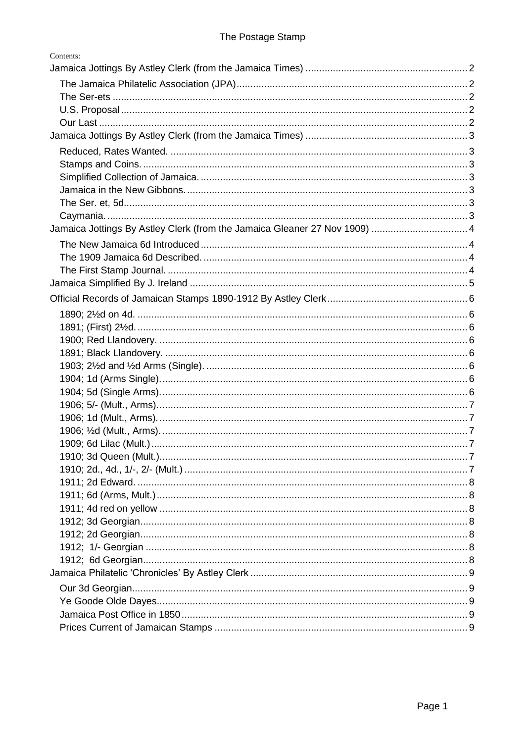# The Postage Stamp

Contents:

- Jamaica Jottings By Astley Clerk (from the Jamaica Times) ..... 2
  - The Jamaica Philatelic Association (JPA) ..... 2
  - The Ser-ets ..... 2
  - U.S. Proposal ..... 2
  - Our Last ..... 2
- Jamaica Jottings By Astley Clerk (from the Jamaica Times) ..... 3
  - Reduced, Rates Wanted. ..... 3
  - Stamps and Coins. ..... 3
  - Simplified Collection of Jamaica. ..... 3
  - Jamaica in the New Gibbons. ..... 3
  - The Ser. et, 5d. ..... 3
  - Caymania. ..... 3
- Jamaica Jottings By Astley Clerk (from the Jamaica Gleaner 27 Nov 1909) ..... 4
  - The New Jamaica 6d Introduced ..... 4
  - The 1909 Jamaica 6d Described. ..... 4
  - The First Stamp Journal. ..... 4
- Jamaica Simplified By J. Ireland ..... 5
- Official Records of Jamaican Stamps 1890-1912 By Astley Clerk ..... 6
  - 1890; 2½d on 4d. ..... 6
  - 1891; (First) 2½d. ..... 6
  - 1900; Red Llandovery. ..... 6
  - 1891; Black Llandovery. ..... 6
  - 1903; 2½d and ½d Arms (Single). ..... 6
  - 1904; 1d (Arms Single). ..... 6
  - 1904; 5d (Single Arms). ..... 6
  - 1906; 5/- (Mult., Arms). ..... 7
  - 1906; 1d (Mult., Arms). ..... 7
  - 1906; ½d (Mult., Arms). ..... 7
  - 1909; 6d Lilac (Mult.) ..... 7
  - 1910; 3d Queen (Mult.) ..... 7
  - 1910; 2d., 4d., 1/-, 2/- (Mult.) ..... 7
  - 1911; 2d Edward. ..... 8
  - 1911; 6d (Arms, Mult.) ..... 8
  - 1911; 4d red on yellow ..... 8
  - 1912; 3d Georgian ..... 8
  - 1912; 2d Georgian ..... 8
  - 1912; 1/- Georgian ..... 8
  - 1912; 6d Georgian ..... 8
- Jamaica Philatelic 'Chronicles' By Astley Clerk ..... 9
  - Our 3d Georgian ..... 9
  - Ye Goode Olde Dayes ..... 9
  - Jamaica Post Office in 1850 ..... 9
  - Prices Current of Jamaican Stamps ..... 9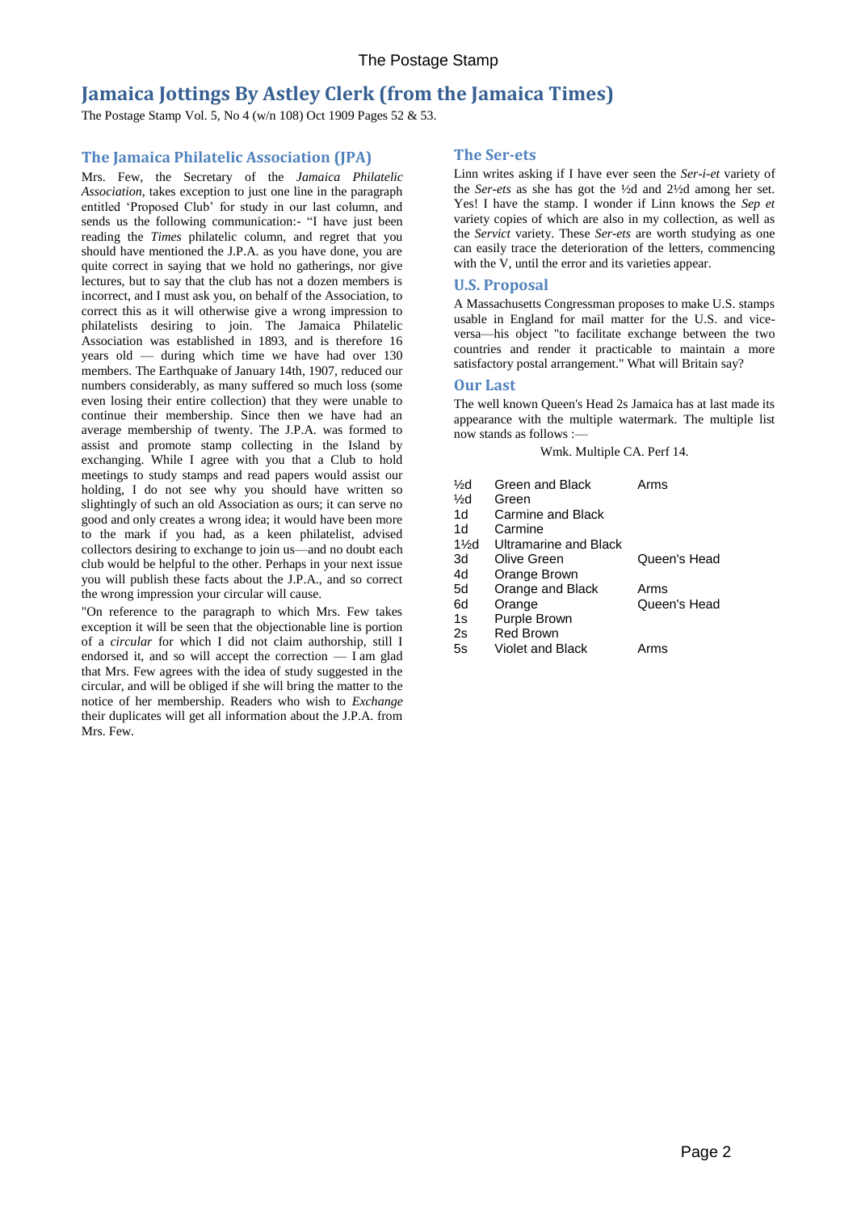# Jamaica Jottings By Astley Clerk (from the Jamaica Times)

The Postage Stamp Vol. 5, No 4 (w/n 108) Oct 1909 Pages 52 & 53.

## The Jamaica Philatelic Association (JPA)

Mrs. Few, the Secretary of the *Jamaica Philatelic Association,* takes exception to just one line in the paragraph entitled 'Proposed Club' for study in our last column, and sends us the following communication:- "I have just been reading the *Times* philatelic column, and regret that you should have mentioned the J.P.A. as you have done, you are quite correct in saying that we hold no gatherings, nor give lectures, but to say that the club has not a dozen members is incorrect, and I must ask you, on behalf of the Association, to correct this as it will otherwise give a wrong impression to philatelists desiring to join. The Jamaica Philatelic Association was established in 1893, and is therefore 16 years old — during which time we have had over 130 members. The Earthquake of January 14th, 1907, reduced our numbers considerably, as many suffered so much loss (some even losing their entire collection) that they were unable to continue their membership. Since then we have had an average membership of twenty. The J.P.A. was formed to assist and promote stamp collecting in the Island by exchanging. While I agree with you that a Club to hold meetings to study stamps and read papers would assist our holding, I do not see why you should have written so slightingly of such an old Association as ours; it can serve no good and only creates a wrong idea; it would have been more to the mark if you had, as a keen philatelist, advised collectors desiring to exchange to join us—and no doubt each club would be helpful to the other. Perhaps in your next issue you will publish these facts about the J.P.A., and so correct the wrong impression your circular will cause.

"On reference to the paragraph to which Mrs. Few takes exception it will be seen that the objectionable line is portion of a *circular* for which I did not claim authorship, still I endorsed it, and so will accept the correction — I am glad that Mrs. Few agrees with the idea of study suggested in the circular, and will be obliged if she will bring the matter to the notice of her membership. Readers who wish to *Exchange* their duplicates will get all information about the J.P.A. from Mrs. Few.

## The Ser-ets

Linn writes asking if I have ever seen the *Ser-i-et* variety of the *Ser-ets* as she has got the ½d and 2½d among her set. Yes! I have the stamp. I wonder if Linn knows the *Sep et* variety copies of which are also in my collection, as well as the *Servict* variety. These *Ser-ets* are worth studying as one can easily trace the deterioration of the letters, commencing with the V, until the error and its varieties appear.

## U.S. Proposal

A Massachusetts Congressman proposes to make U.S. stamps usable in England for mail matter for the U.S. and vice-versa—his object "to facilitate exchange between the two countries and render it practicable to maintain a more satisfactory postal arrangement." What will Britain say?

## Our Last

The well known Queen's Head 2s Jamaica has at last made its appearance with the multiple watermark. The multiple list now stands as follows :—

Wmk. Multiple CA. Perf 14.

| | | |
|---|---|---|
| ½d | Green and Black | Arms |
| ½d | Green | |
| 1d | Carmine and Black | |
| 1d | Carmine | |
| 1½d | Ultramarine and Black | |
| 3d | Olive Green | Queen's Head |
| 4d | Orange Brown | |
| 5d | Orange and Black | Arms |
| 6d | Orange | Queen's Head |
| 1s | Purple Brown | |
| 2s | Red Brown | |
| 5s | Violet and Black | Arms |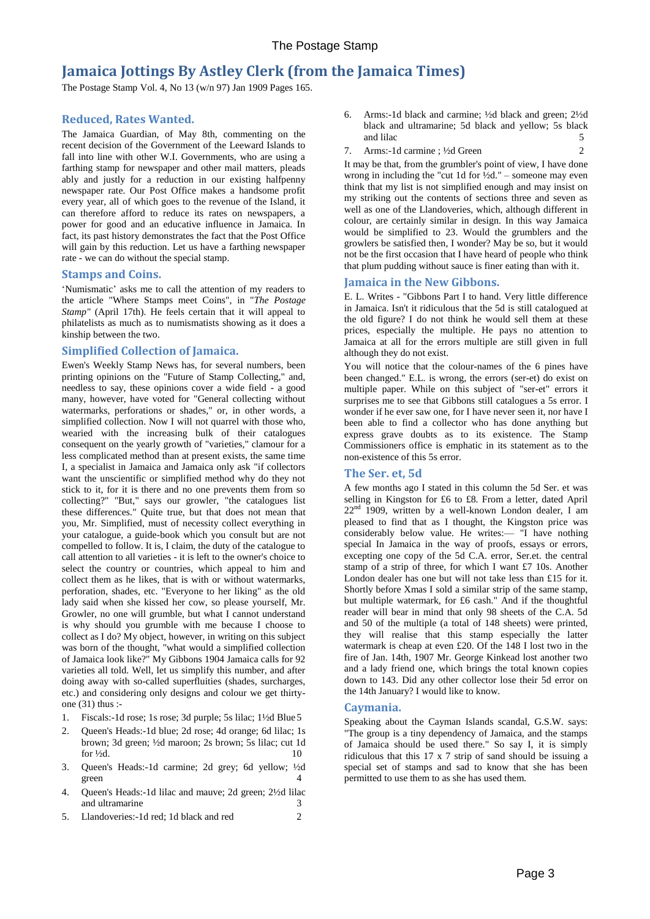# Jamaica Jottings By Astley Clerk (from the Jamaica Times)

The Postage Stamp Vol. 4, No 13 (w/n 97) Jan 1909 Pages 165.

## Reduced, Rates Wanted.

The Jamaica Guardian, of May 8th, commenting on the recent decision of the Government of the Leeward Islands to fall into line with other W.I. Governments, who are using a farthing stamp for newspaper and other mail matters, pleads ably and justly for a reduction in our existing halfpenny newspaper rate. Our Post Office makes a handsome profit every year, all of which goes to the revenue of the Island, it can therefore afford to reduce its rates on newspapers, a power for good and an educative influence in Jamaica. In fact, its past history demonstrates the fact that the Post Office will gain by this reduction. Let us have a farthing newspaper rate - we can do without the special stamp.

## Stamps and Coins.

'Numismatic' asks me to call the attention of my readers to the article "Where Stamps meet Coins", in "*The Postage Stamp"* (April 17th). He feels certain that it will appeal to philatelists as much as to numismatists showing as it does a kinship between the two.

## Simplified Collection of Jamaica.

Ewen's Weekly Stamp News has, for several numbers, been printing opinions on the "Future of Stamp Collecting," and, needless to say, these opinions cover a wide field - a good many, however, have voted for "General collecting without watermarks, perforations or shades," or, in other words, a simplified collection. Now I will not quarrel with those who, wearied with the increasing bulk of their catalogues consequent on the yearly growth of "varieties," clamour for a less complicated method than at present exists, the same time I, a specialist in Jamaica and Jamaica only ask "if collectors want the unscientific or simplified method why do they not stick to it, for it is there and no one prevents them from so collecting?" "But," says our growler, "the catalogues list these differences." Quite true, but that does not mean that you, Mr. Simplified, must of necessity collect everything in your catalogue, a guide-book which you consult but are not compelled to follow. It is, I claim, the duty of the catalogue to call attention to all varieties - it is left to the owner's choice to select the country or countries, which appeal to him and collect them as he likes, that is with or without watermarks, perforation, shades, etc. "Everyone to her liking" as the old lady said when she kissed her cow, so please yourself, Mr. Growler, no one will grumble, but what I cannot understand is why should you grumble with me because I choose to collect as I do? My object, however, in writing on this subject was born of the thought, "what would a simplified collection of Jamaica look like?" My Gibbons 1904 Jamaica calls for 92 varieties all told. Well, let us simplify this number, and after doing away with so-called superfluities (shades, surcharges, etc.) and considering only designs and colour we get thirty-one (31) thus :-

1. Fiscals:-1d rose; 1s rose; 3d purple; 5s lilac; 1½d Blue 5
2. Queen's Heads:-1d blue; 2d rose; 4d orange; 6d lilac; 1s brown; 3d green; ½d maroon; 2s brown; 5s lilac; cut 1d for ½d. 10
3. Queen's Heads:-1d carmine; 2d grey; 6d yellow; ½d green 4
4. Queen's Heads:-1d lilac and mauve; 2d green; 2½d lilac and ultramarine 3
5. Llandoveries:-1d red; 1d black and red 2
6. Arms:-1d black and carmine; ½d black and green; 2½d black and ultramarine; 5d black and yellow; 5s black and lilac 5
7. Arms:-1d carmine ; ½d Green 2

It may be that, from the grumbler's point of view, I have done wrong in including the "cut 1d for ½d." – someone may even think that my list is not simplified enough and may insist on my striking out the contents of sections three and seven as well as one of the Llandoveries, which, although different in colour, are certainly similar in design. In this way Jamaica would be simplified to 23. Would the grumblers and the growlers be satisfied then, I wonder? May be so, but it would not be the first occasion that I have heard of people who think that plum pudding without sauce is finer eating than with it.

## Jamaica in the New Gibbons.

E. L. Writes - "Gibbons Part I to hand. Very little difference in Jamaica. Isn't it ridiculous that the 5d is still catalogued at the old figure? I do not think he would sell them at these prices, especially the multiple. He pays no attention to Jamaica at all for the errors multiple are still given in full although they do not exist.

You will notice that the colour-names of the 6 pines have been changed." E.L. is wrong, the errors (ser-et) do exist on multiple paper. While on this subject of "ser-et" errors it surprises me to see that Gibbons still catalogues a 5s error. I wonder if he ever saw one, for I have never seen it, nor have I been able to find a collector who has done anything but express grave doubts as to its existence. The Stamp Commissioners office is emphatic in its statement as to the non-existence of this 5s error.

## The Ser. et, 5d

A few months ago I stated in this column the 5d Ser. et was selling in Kingston for £6 to £8. From a letter, dated April 22nd 1909, written by a well-known London dealer, I am pleased to find that as I thought, the Kingston price was considerably below value. He writes:— "I have nothing special In Jamaica in the way of proofs, essays or errors, excepting one copy of the 5d C.A. error, Ser.et. the central stamp of a strip of three, for which I want £7 10s. Another London dealer has one but will not take less than £15 for it. Shortly before Xmas I sold a similar strip of the same stamp, but multiple watermark, for £6 cash." And if the thoughtful reader will bear in mind that only 98 sheets of the C.A. 5d and 50 of the multiple (a total of 148 sheets) were printed, they will realise that this stamp especially the latter watermark is cheap at even £20. Of the 148 I lost two in the fire of Jan. 14th, 1907 Mr. George Kinkead lost another two and a lady friend one, which brings the total known copies down to 143. Did any other collector lose their 5d error on the 14th January? I would like to know.

## Caymania.

Speaking about the Cayman Islands scandal, G.S.W. says: "The group is a tiny dependency of Jamaica, and the stamps of Jamaica should be used there." So say I, it is simply ridiculous that this 17 x 7 strip of sand should be issuing a special set of stamps and sad to know that she has been permitted to use them to as she has used them.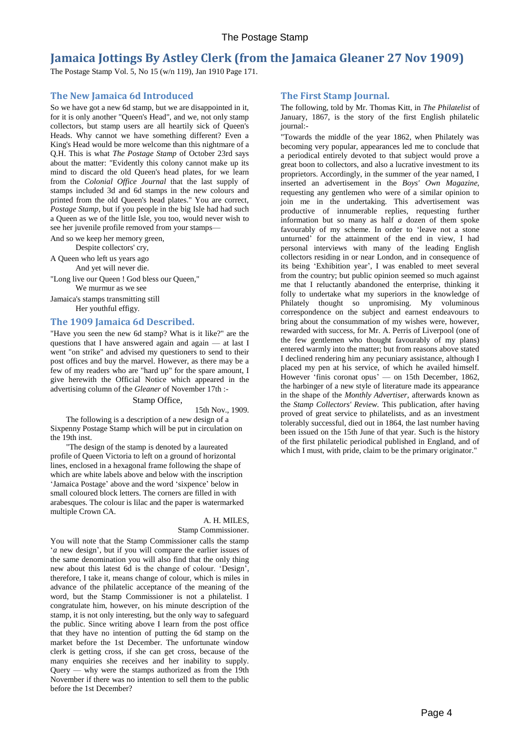# Jamaica Jottings By Astley Clerk (from the Jamaica Gleaner 27 Nov 1909)

The Postage Stamp Vol. 5, No 15 (w/n 119), Jan 1910 Page 171.

## The New Jamaica 6d Introduced

So we have got a new 6d stamp, but we are disappointed in it, for it is only another "Queen's Head", and we, not only stamp collectors, but stamp users are all heartily sick of Queen's Heads. Why cannot we have something different? Even a King's Head would be more welcome than this nightmare of a Q.H. This is what *The Postage Stamp* of October 23rd says about the matter: "Evidently this colony cannot make up its mind to discard the old Queen's head plates, for we learn from the *Colonial Office Journal* that the last supply of stamps included 3d and 6d stamps in the new colours and printed from the old Queen's head plates." You are correct, *Postage Stamp*, but if you people in the big Isle had had such a Queen as we of the little Isle, you too, would never wish to see her juvenile profile removed from your stamps—

And so we keep her memory green,
Despite collectors' cry,
A Queen who left us years ago
And yet will never die.
"Long live our Queen ! God bless our Queen,"
We murmur as we see
Jamaica's stamps transmitting still
Her youthful effigy.

## The 1909 Jamaica 6d Described.

"Have you seen the new 6d stamp? What is it like?" are the questions that I have answered again and again — at last I went "on strike" and advised my questioners to send to their post offices and buy the marvel. However, as there may be a few of my readers who are "hard up" for the spare amount, I give herewith the Official Notice which appeared in the advertising column of the *Gleaner* of November 17th :-

Stamp Office,

15th Nov., 1909.

The following is a description of a new design of a Sixpenny Postage Stamp which will be put in circulation on the 19th inst.

"The design of the stamp is denoted by a laureated profile of Queen Victoria to left on a ground of horizontal lines, enclosed in a hexagonal frame following the shape of which are white labels above and below with the inscription 'Jamaica Postage' above and the word 'sixpence' below in small coloured block letters. The corners are filled in with arabesques. The colour is lilac and the paper is watermarked multiple Crown CA.

A. H. MILES,
Stamp Commissioner.

You will note that the Stamp Commissioner calls the stamp '*a* new design', but if you will compare the earlier issues of the same denomination you will also find that the only thing new about this latest 6d is the change of colour. 'Design', therefore, I take it, means change of colour, which is miles in advance of the philatelic acceptance of the meaning of the word, but the Stamp Commissioner is not a philatelist. I congratulate him, however, on his minute description of the stamp, it is not only interesting, but the only way to safeguard the public. Since writing above I learn from the post office that they have no intention of putting the 6d stamp on the market before the 1st December. The unfortunate window clerk is getting cross, if she can get cross, because of the many enquiries she receives and her inability to supply. Query — why were the stamps authorized as from the 19th November if there was no intention to sell them to the public before the 1st December?

## The First Stamp Journal.

The following, told by Mr. Thomas Kitt, in *The Philatelist* of January, 1867, is the story of the first English philatelic journal:-

"Towards the middle of the year 1862, when Philately was becoming very popular, appearances led me to conclude that a periodical entirely devoted to that subject would prove a great boon to collectors, and also a lucrative investment to its proprietors. Accordingly, in the summer of the year named, I inserted an advertisement in the *Boys' Own Magazine*, requesting any gentlemen who were of a similar opinion to join me in the undertaking. This advertisement was productive of innumerable replies, requesting further information but so many as half *a* dozen of them spoke favourably of my scheme. In order to 'leave not a stone unturned' for the attainment of the end in view, I had personal interviews with many of the leading English collectors residing in or near London, and in consequence of its being 'Exhibition year', I was enabled to meet several from the country; but public opinion seemed so much against me that I reluctantly abandoned the enterprise, thinking it folly to undertake what my superiors in the knowledge of Philately thought so unpromising. My voluminous correspondence on the subject and earnest endeavours to bring about the consummation of my wishes were, however, rewarded with success, for Mr. A. Perris of Liverpool (one of the few gentlemen who thought favourably of my plans) entered warmly into the matter; but from reasons above stated I declined rendering him any pecuniary assistance, although I placed my pen at his service, of which he availed himself. However 'finis coronat opus' — on 15th December, 1862, the harbinger of a new style of literature made its appearance in the shape of the *Monthly Advertiser*, afterwards known as the *Stamp Collectors' Review*. This publication, after having proved of great service to philatelists, and as an investment tolerably successful, died out in 1864, the last number having been issued on the 15th June of that year. Such is the history of the first philatelic periodical published in England, and of which I must, with pride, claim to be the primary originator."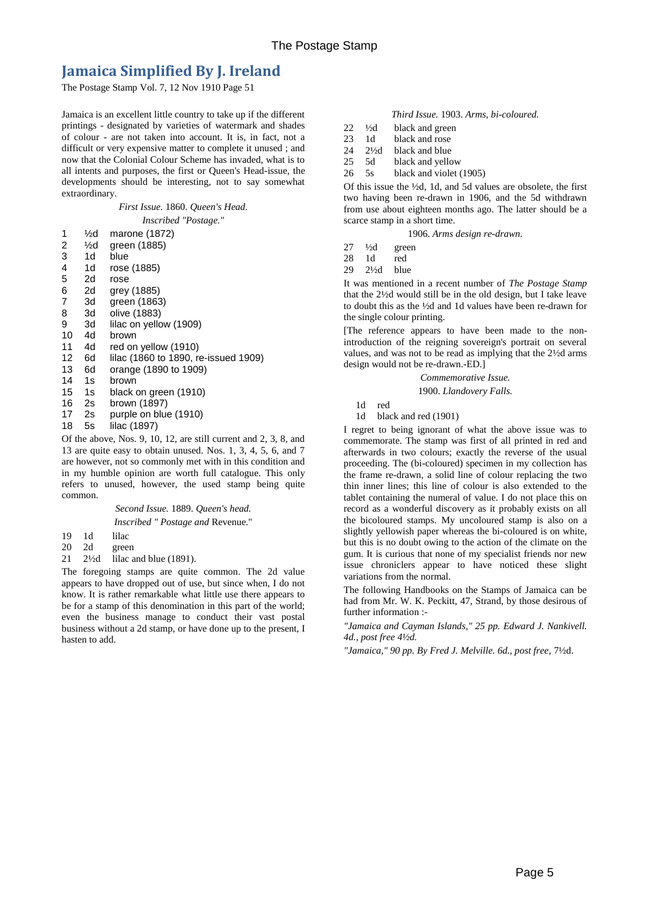# Jamaica Simplified By J. Ireland

The Postage Stamp Vol. 7, 12 Nov 1910 Page 51

Jamaica is an excellent little country to take up if the different printings - designated by varieties of watermark and shades of colour - are not taken into account. It is, in fact, not a difficult or very expensive matter to complete it unused ; and now that the Colonial Colour Scheme has invaded, what is to all intents and purposes, the first or Queen's Head-issue, the developments should be interesting, not to say somewhat extraordinary.

*First Issue.* 1860. *Queen's Head.*

*Inscribed "Postage."*

| | | |
|---|---|---|
| 1 | ½d | marone (1872) |
| 2 | ½d | green (1885) |
| 3 | 1d | blue |
| 4 | 1d | rose (1885) |
| 5 | 2d | rose |
| 6 | 2d | grey (1885) |
| 7 | 3d | green (1863) |
| 8 | 3d | olive (1883) |
| 9 | 3d | lilac on yellow (1909) |
| 10 | 4d | brown |
| 11 | 4d | red on yellow (1910) |
| 12 | 6d | lilac (1860 to 1890, re-issued 1909) |
| 13 | 6d | orange (1890 to 1909) |
| 14 | 1s | brown |
| 15 | 1s | black on green (1910) |
| 16 | 2s | brown (1897) |
| 17 | 2s | purple on blue (1910) |
| 18 | 5s | lilac (1897) |

Of the above, Nos. 9, 10, 12, are still current and 2, 3, 8, and 13 are quite easy to obtain unused. Nos. 1, 3, 4, 5, 6, and 7 are however, not so commonly met with in this condition and in my humble opinion are worth full catalogue. This only refers to unused, however, the used stamp being quite common.

*Second Issue.* 1889. *Queen's head.*

*Inscribed " Postage and* Revenue."

| | | |
|---|---|---|
| 19 | 1d | lilac |
| 20 | 2d | green |
| 21 | 2½d | lilac and blue (1891). |

The foregoing stamps are quite common. The 2d value appears to have dropped out of use, but since when, I do not know. It is rather remarkable what little use there appears to be for a stamp of this denomination in this part of the world; even the business manage to conduct their vast postal business without a 2d stamp, or have done up to the present, I hasten to add.

*Third Issue.* 1903. *Arms, bi-coloured.*

| | | |
|---|---|---|
| 22 | ½d | black and green |
| 23 | 1d | black and rose |
| 24 | 2½d | black and blue |
| 25 | 5d | black and yellow |
| 26 | 5s | black and violet (1905) |

Of this issue the ½d, 1d, and 5d values are obsolete, the first two having been re-drawn in 1906, and the 5d withdrawn from use about eighteen months ago. The latter should be a scarce stamp in a short time.

1906. *Arms design re-drawn.*

| | | |
|---|---|---|
| 27 | ½d | green |
| 28 | 1d | red |
| 29 | 2½d | blue |

It was mentioned in a recent number of *The Postage Stamp* that the 2½d would still be in the old design, but I take leave to doubt this as the ½d and 1d values have been re-drawn for the single colour printing.

[The reference appears to have been made to the non-introduction of the reigning sovereign's portrait on several values, and was not to be read as implying that the 2½d arms design would not be re-drawn.-ED.]

*Commemorative Issue.*

1900. *Llandovery Falls.*

| | |
|---|---|
| 1d | red |
| 1d | black and red (1901) |

I regret to being ignorant of what the above issue was to commemorate. The stamp was first of all printed in red and afterwards in two colours; exactly the reverse of the usual proceeding. The (bi-coloured) specimen in my collection has the frame re-drawn, a solid line of colour replacing the two thin inner lines; this line of colour is also extended to the tablet containing the numeral of value. I do not place this on record as a wonderful discovery as it probably exists on all the bicoloured stamps. My uncoloured stamp is also on a slightly yellowish paper whereas the bi-coloured is on white, but this is no doubt owing to the action of the climate on the gum. It is curious that none of my specialist friends nor new issue chroniclers appear to have noticed these slight variations from the normal.

The following Handbooks on the Stamps of Jamaica can be had from Mr. W. K. Peckitt, 47, Strand, by those desirous of further information :-

*"Jamaica and Cayman Islands," 25 pp. Edward J. Nankivell. 4d., post free 4½d.*

*"Jamaica," 90 pp. By Fred J. Melville. 6d., post free,* 7½d.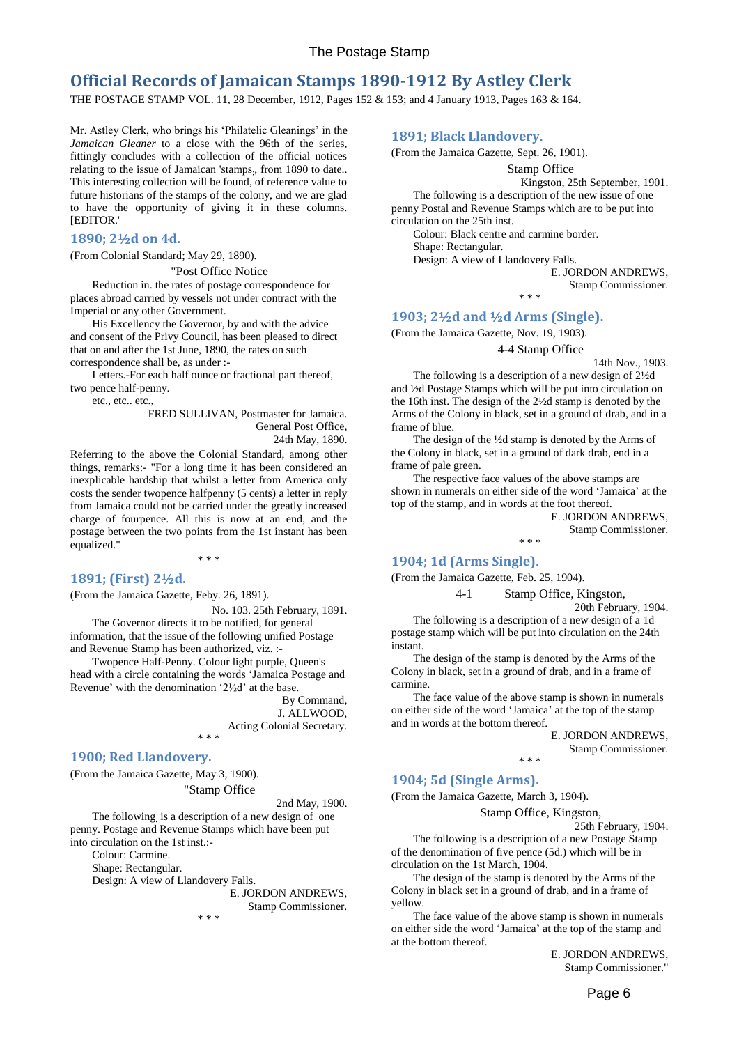# Official Records of Jamaican Stamps 1890-1912 By Astley Clerk

THE POSTAGE STAMP VOL. 11, 28 December, 1912, Pages 152 & 153; and 4 January 1913, Pages 163 & 164.

Mr. Astley Clerk, who brings his 'Philatelic Gleanings' in the *Jamaican Gleaner* to a close with the 96th of the series, fittingly concludes with a collection of the official notices relating to the issue of Jamaican 'stamps;, from 1890 to date.. This interesting collection will be found, of reference value to future historians of the stamps of the colony, and we are glad to have the opportunity of giving it in these columns. [EDITOR.'

## 1890; 2½d on 4d.

(From Colonial Standard; May 29, 1890).

"Post Office Notice

Reduction in. the rates of postage correspondence for places abroad carried by vessels not under contract with the Imperial or any other Government.

His Excellency the Governor, by and with the advice and consent of the Privy Council, has been pleased to direct that on and after the 1st June, 1890, the rates on such correspondence shall be, as under :-

Letters.-For each half ounce or fractional part thereof, two pence half-penny.

etc., etc.. etc.,

FRED SULLIVAN, Postmaster for Jamaica.
General Post Office,
24th May, 1890.

Referring to the above the Colonial Standard, among other things, remarks:- "For a long time it has been considered an inexplicable hardship that whilst a letter from America only costs the sender twopence halfpenny (5 cents) a letter in reply from Jamaica could not be carried under the greatly increased charge of fourpence. All this is now at an end, and the postage between the two points from the 1st instant has been equalized."

\* \* \*

## 1891; (First) 2½d.

(From the Jamaica Gazette, Feby. 26, 1891).

No. 103. 25th February, 1891.

The Governor directs it to be notified, for general information, that the issue of the following unified Postage and Revenue Stamp has been authorized, viz. :-

Twopence Half-Penny. Colour light purple, Queen's head with a circle containing the words 'Jamaica Postage and Revenue' with the denomination '2½d' at the base.

By Command,
J. ALLWOOD,
Acting Colonial Secretary.

\* \* \*

## 1900; Red Llandovery.

(From the Jamaica Gazette, May 3, 1900).

"Stamp Office

2nd May, 1900.

The following is a description of a new design of one penny. Postage and Revenue Stamps which have been put into circulation on the 1st inst.:-

Colour: Carmine.
Shape: Rectangular.
Design: A view of Llandovery Falls.

E. JORDON ANDREWS,
Stamp Commissioner.

\* \* \*

## 1891; Black Llandovery.

(From the Jamaica Gazette, Sept. 26, 1901).

Stamp Office

Kingston, 25th September, 1901.

The following is a description of the new issue of one penny Postal and Revenue Stamps which are to be put into circulation on the 25th inst.

Colour: Black centre and carmine border.
Shape: Rectangular.
Design: A view of Llandovery Falls.

E. JORDON ANDREWS,
Stamp Commissioner.

\* \* \*

## 1903; 2½d and ½d Arms (Single).

(From the Jamaica Gazette, Nov. 19, 1903).

4-4 Stamp Office

14th Nov., 1903.

The following is a description of a new design of 2½d and ½d Postage Stamps which will be put into circulation on the 16th inst. The design of the 2½d stamp is denoted by the Arms of the Colony in black, set in a ground of drab, and in a frame of blue.

The design of the ½d stamp is denoted by the Arms of the Colony in black, set in a ground of dark drab, end in a frame of pale green.

The respective face values of the above stamps are shown in numerals on either side of the word 'Jamaica' at the top of the stamp, and in words at the foot thereof.

E. JORDON ANDREWS,
Stamp Commissioner.

\* \* \*

## 1904; 1d (Arms Single).

(From the Jamaica Gazette, Feb. 25, 1904).

4-1 Stamp Office, Kingston,

20th February, 1904.

The following is a description of a new design of a 1d postage stamp which will be put into circulation on the 24th instant.

The design of the stamp is denoted by the Arms of the Colony in black, set in a ground of drab, and in a frame of carmine.

The face value of the above stamp is shown in numerals on either side of the word 'Jamaica' at the top of the stamp and in words at the bottom thereof.

E. JORDON ANDREWS,
Stamp Commissioner.

\* \* \*

## 1904; 5d (Single Arms).

(From the Jamaica Gazette, March 3, 1904).

Stamp Office, Kingston,

25th February, 1904.

The following is a description of a new Postage Stamp of the denomination of five pence (5d.) which will be in circulation on the 1st March, 1904.

The design of the stamp is denoted by the Arms of the Colony in black set in a ground of drab, and in a frame of yellow.

The face value of the above stamp is shown in numerals on either side the word 'Jamaica' at the top of the stamp and at the bottom thereof.

E. JORDON ANDREWS,
Stamp Commissioner."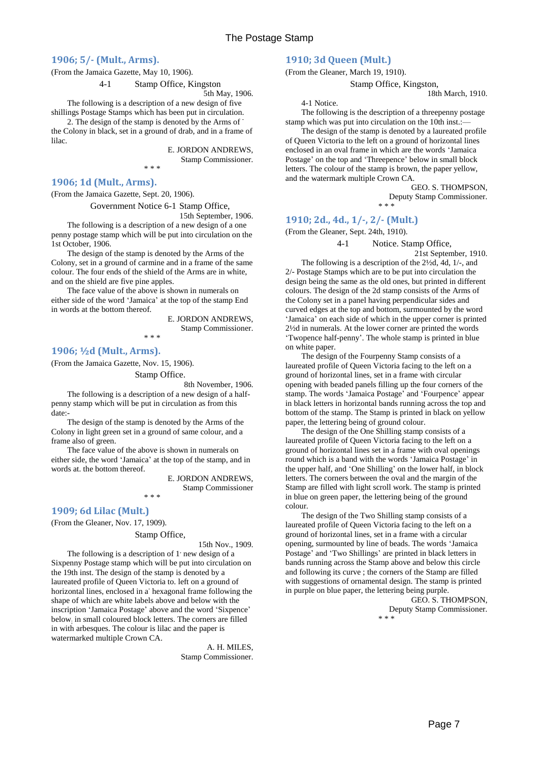## 1906; 5/- (Mult., Arms).

(From the Jamaica Gazette, May 10, 1906).

4-1 Stamp Office, Kingston

5th May, 1906.

The following is a description of a new design of five shillings Postage Stamps which has been put in circulation.

2. The design of the stamp is denoted by the Arms of the Colony in black, set in a ground of drab, and in a frame of lilac.

E. JORDON ANDREWS,
Stamp Commissioner.

\* \* \*

## 1906; 1d (Mult., Arms).

(From the Jamaica Gazette, Sept. 20, 1906).

Government Notice 6-1 Stamp Office,

15th September, 1906.

The following is a description of a new design of a one penny postage stamp which will be put into circulation on the 1st October, 1906.

The design of the stamp is denoted by the Arms of the Colony, set in a ground of carmine and in a frame of the same colour. The four ends of the shield of the Arms are in white, and on the shield are five pine apples.

The face value of the above is shown in numerals on either side of the word 'Jamaica' at the top of the stamp End in words at the bottom thereof.

E. JORDON ANDREWS,
Stamp Commissioner.

\* \* \*

## 1906; ½d (Mult., Arms).

(From the Jamaica Gazette, Nov. 15, 1906).

Stamp Office.

8th November, 1906.

The following is a description of a new design of a half-penny stamp which will be put in circulation as from this date:-

The design of the stamp is denoted by the Arms of the Colony in light green set in a ground of same colour, and a frame also of green.

The face value of the above is shown in numerals on either side, the word 'Jamaica' at the top of the stamp, and in words at. the bottom thereof.

E. JORDON ANDREWS,
Stamp Commissioner

\* \* \*

## 1909; 6d Lilac (Mult.)

(From the Gleaner, Nov. 17, 1909).

Stamp Office,

15th Nov., 1909.

The following is a description of 1 new design of a Sixpenny Postage stamp which will be put into circulation on the 19th inst. The design of the stamp is denoted by a laureated profile of Queen Victoria to. left on a ground of horizontal lines, enclosed in a hexagonal frame following the shape of which are white labels above and below with the inscription 'Jamaica Postage' above and the word 'Sixpence' below, in small coloured block letters. The corners are filled in with arbesques. The colour is lilac and the paper is watermarked multiple Crown CA.

A. H. MILES,
Stamp Commissioner.

## 1910; 3d Queen (Mult.)

(From the Gleaner, March 19, 1910).

Stamp Office, Kingston,

18th March, 1910.

4-1 Notice.

The following is the description of a threepenny postage stamp which was put into circulation on the 10th inst.:—

The design of the stamp is denoted by a laureated profile of Queen Victoria to the left on a ground of horizontal lines enclosed in an oval frame in which are the words 'Jamaica Postage' on the top and 'Threepence' below in small block letters. The colour of the stamp is brown, the paper yellow, and the watermark multiple Crown CA.

GEO. S. THOMPSON,
Deputy Stamp Commissioner.

\* \* \*

## 1910; 2d., 4d., 1/-, 2/- (Mult.)

(From the Gleaner, Sept. 24th, 1910).

4-1 Notice. Stamp Office,

21st September, 1910.

The following is a description of the 2½d, 4d, 1/-, and 2/- Postage Stamps which are to be put into circulation the design being the same as the old ones, but printed in different colours. The design of the 2d stamp consists of the Arms of the Colony set in a panel having perpendicular sides and curved edges at the top and bottom, surmounted by the word 'Jamaica' on each side of which in the upper corner is printed 2½d in numerals. At the lower corner are printed the words 'Twopence half-penny'. The whole stamp is printed in blue on white paper.

The design of the Fourpenny Stamp consists of a laureated profile of Queen Victoria facing to the left on a ground of horizontal lines, set in a frame with circular opening with beaded panels filling up the four corners of the stamp. The words 'Jamaica Postage' and 'Fourpence' appear in black letters in horizontal bands running across the top and bottom of the stamp. The Stamp is printed in black on yellow paper, the lettering being of ground colour.

The design of the One Shilling stamp consists of a laureated profile of Queen Victoria facing to the left on a ground of horizontal lines set in a frame with oval openings round which is a band with the words 'Jamaica Postage' in the upper half, and 'One Shilling' on the lower half, in block letters. The corners between the oval and the margin of the Stamp are filled with light scroll work. The stamp is printed in blue on green paper, the lettering being of the ground colour.

The design of the Two Shilling stamp consists of a laureated profile of Queen Victoria facing to the left on a ground of horizontal lines, set in a frame with a circular opening, surmounted by line of beads. The words 'Jamaica Postage' and 'Two Shillings' are printed in black letters in bands running across the Stamp above and below this circle and following its curve ; the corners of the Stamp are filled with suggestions of ornamental design. The stamp is printed in purple on blue paper, the lettering being purple.

GEO. S. THOMPSON,
Deputy Stamp Commissioner.

\* \* \*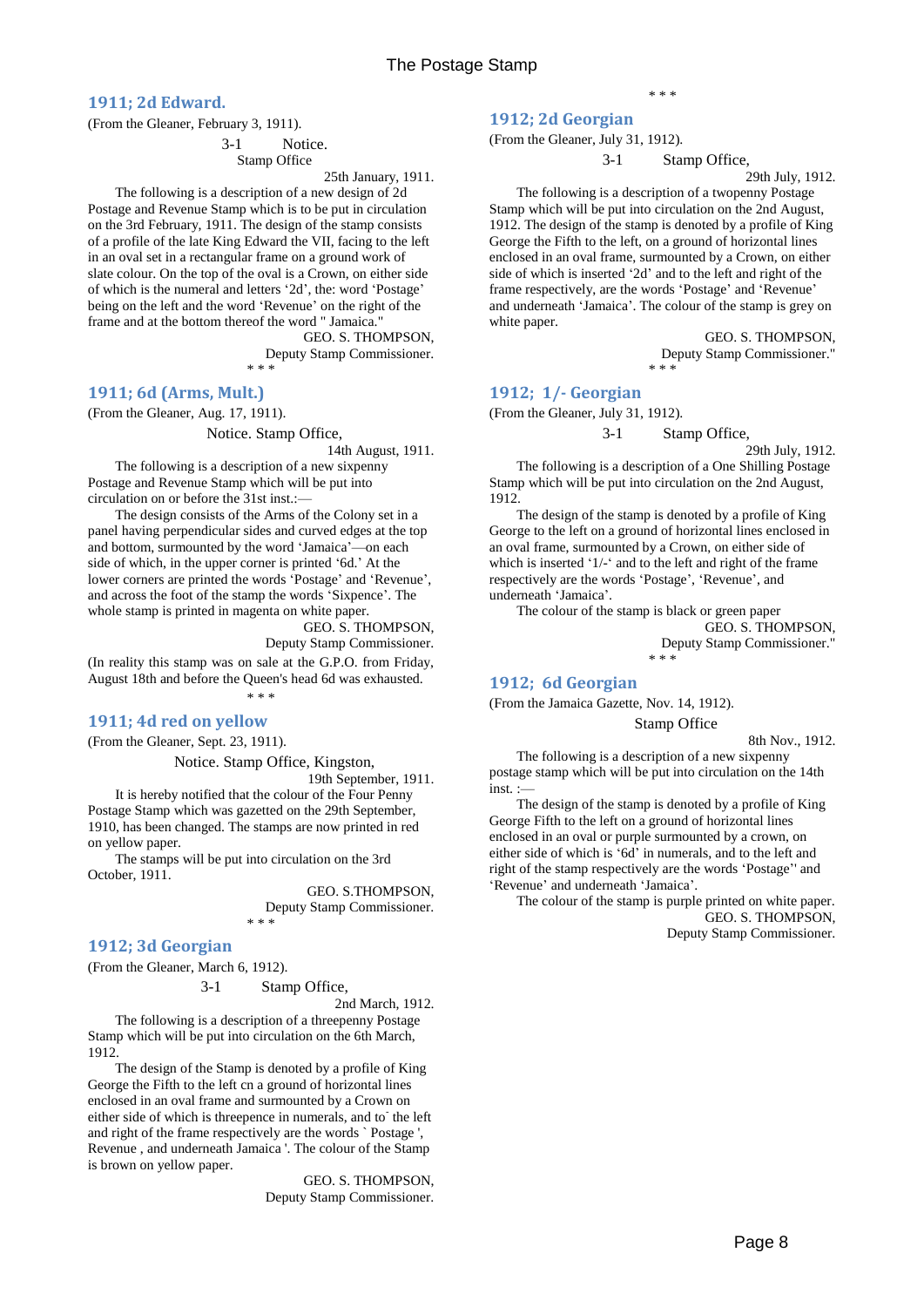## 1911; 2d Edward.

(From the Gleaner, February 3, 1911).

3-1 Notice.
Stamp Office

25th January, 1911.

The following is a description of a new design of 2d Postage and Revenue Stamp which is to be put in circulation on the 3rd February, 1911. The design of the stamp consists of a profile of the late King Edward the VII, facing to the left in an oval set in a rectangular frame on a ground work of slate colour. On the top of the oval is a Crown, on either side of which is the numeral and letters '2d', the: word 'Postage' being on the left and the word 'Revenue' on the right of the frame and at the bottom thereof the word " Jamaica."

GEO. S. THOMPSON,
Deputy Stamp Commissioner.

\* \* \*

## 1911; 6d (Arms, Mult.)

(From the Gleaner, Aug. 17, 1911).

Notice. Stamp Office,

14th August, 1911.

The following is a description of a new sixpenny Postage and Revenue Stamp which will be put into circulation on or before the 31st inst.:—

The design consists of the Arms of the Colony set in a panel having perpendicular sides and curved edges at the top and bottom, surmounted by the word 'Jamaica'—on each side of which, in the upper corner is printed '6d.' At the lower corners are printed the words 'Postage' and 'Revenue', and across the foot of the stamp the words 'Sixpence'. The whole stamp is printed in magenta on white paper.

GEO. S. THOMPSON,
Deputy Stamp Commissioner.

(In reality this stamp was on sale at the G.P.O. from Friday, August 18th and before the Queen's head 6d was exhausted.

\* \* \*

## 1911; 4d red on yellow

(From the Gleaner, Sept. 23, 1911).

Notice. Stamp Office, Kingston,

19th September, 1911.

It is hereby notified that the colour of the Four Penny Postage Stamp which was gazetted on the 29th September, 1910, has been changed. The stamps are now printed in red on yellow paper.

The stamps will be put into circulation on the 3rd October, 1911.

GEO. S.THOMPSON,
Deputy Stamp Commissioner.

\* \* \*

## 1912; 3d Georgian

(From the Gleaner, March 6, 1912).

3-1 Stamp Office,

2nd March, 1912.

The following is a description of a threepenny Postage Stamp which will be put into circulation on the 6th March, 1912.

The design of the Stamp is denoted by a profile of King George the Fifth to the left cn a ground of horizontal lines enclosed in an oval frame and surmounted by a Crown on either side of which is threepence in numerals, and to the left and right of the frame respectively are the words ` Postage ', Revenue , and underneath Jamaica '. The colour of the Stamp is brown on yellow paper.

GEO. S. THOMPSON,
Deputy Stamp Commissioner.

\* \* \*

## 1912; 2d Georgian

(From the Gleaner, July 31, 1912).

3-1 Stamp Office,

29th July, 1912.

The following is a description of a twopenny Postage Stamp which will be put into circulation on the 2nd August, 1912. The design of the stamp is denoted by a profile of King George the Fifth to the left, on a ground of horizontal lines enclosed in an oval frame, surmounted by a Crown, on either side of which is inserted '2d' and to the left and right of the frame respectively, are the words 'Postage' and 'Revenue' and underneath 'Jamaica'. The colour of the stamp is grey on white paper.

GEO. S. THOMPSON,
Deputy Stamp Commissioner."

\* \* \*

## 1912; 1/- Georgian

(From the Gleaner, July 31, 1912).

3-1 Stamp Office,

29th July, 1912.

The following is a description of a One Shilling Postage Stamp which will be put into circulation on the 2nd August, 1912.

The design of the stamp is denoted by a profile of King George to the left on a ground of horizontal lines enclosed in an oval frame, surmounted by a Crown, on either side of which is inserted '1/-' and to the left and right of the frame respectively are the words 'Postage', 'Revenue', and underneath 'Jamaica'.

The colour of the stamp is black or green paper

GEO. S. THOMPSON,
Deputy Stamp Commissioner."

\* \* \*

## 1912; 6d Georgian

(From the Jamaica Gazette, Nov. 14, 1912).

Stamp Office

8th Nov., 1912.

The following is a description of a new sixpenny postage stamp which will be put into circulation on the 14th inst. :—

The design of the stamp is denoted by a profile of King George Fifth to the left on a ground of horizontal lines enclosed in an oval or purple surmounted by a crown, on either side of which is '6d' in numerals, and to the left and right of the stamp respectively are the words 'Postage" and 'Revenue' and underneath 'Jamaica'.

The colour of the stamp is purple printed on white paper.

GEO. S. THOMPSON,
Deputy Stamp Commissioner.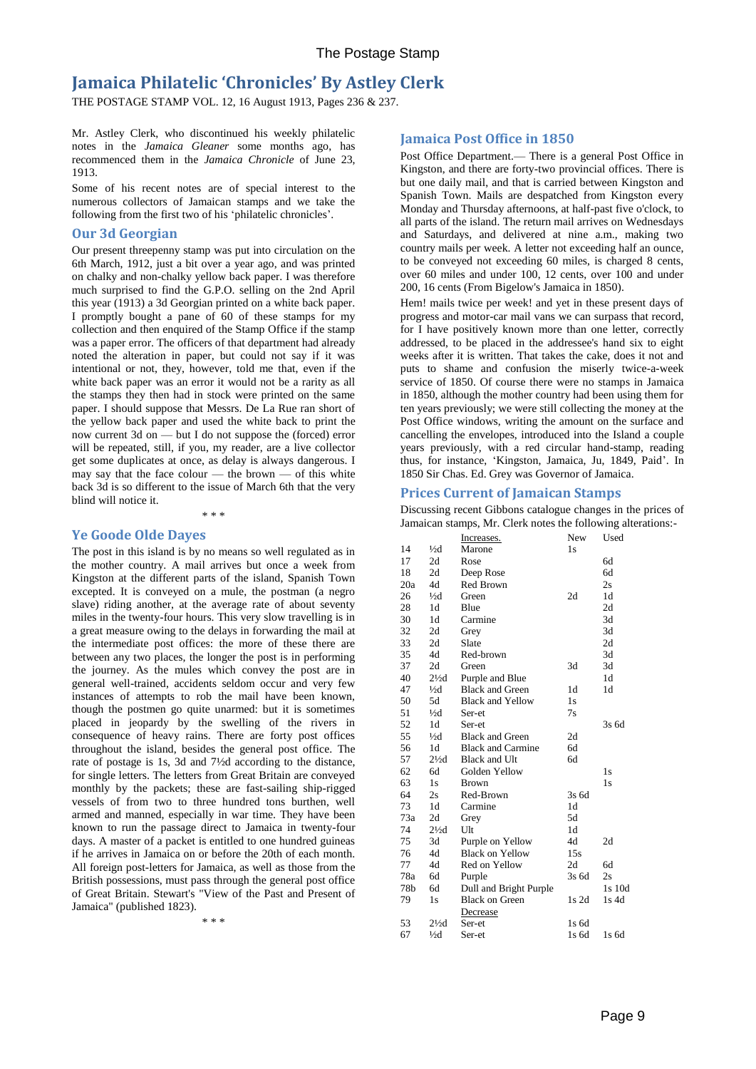# Jamaica Philatelic 'Chronicles' By Astley Clerk

THE POSTAGE STAMP VOL. 12, 16 August 1913, Pages 236 & 237.

Mr. Astley Clerk, who discontinued his weekly philatelic notes in the *Jamaica Gleaner* some months ago, has recommenced them in the *Jamaica Chronicle* of June 23, 1913.

Some of his recent notes are of special interest to the numerous collectors of Jamaican stamps and we take the following from the first two of his 'philatelic chronicles'.

## Our 3d Georgian

Our present threepenny stamp was put into circulation on the 6th March, 1912, just a bit over a year ago, and was printed on chalky and non-chalky yellow back paper. I was therefore much surprised to find the G.P.O. selling on the 2nd April this year (1913) a 3d Georgian printed on a white back paper. I promptly bought a pane of 60 of these stamps for my collection and then enquired of the Stamp Office if the stamp was a paper error. The officers of that department had already noted the alteration in paper, but could not say if it was intentional or not, they, however, told me that, even if the white back paper was an error it would not be a rarity as all the stamps they then had in stock were printed on the same paper. I should suppose that Messrs. De La Rue ran short of the yellow back paper and used the white back to print the now current 3d on — but I do not suppose the (forced) error will be repeated, still, if you, my reader, are a live collector get some duplicates at once, as delay is always dangerous. I may say that the face colour — the brown — of this white back 3d is so different to the issue of March 6th that the very blind will notice it.

\* \* \*

## Ye Goode Olde Dayes

The post in this island is by no means so well regulated as in the mother country. A mail arrives but once a week from Kingston at the different parts of the island, Spanish Town excepted. It is conveyed on a mule, the postman (a negro slave) riding another, at the average rate of about seventy miles in the twenty-four hours. This very slow travelling is in a great measure owing to the delays in forwarding the mail at the intermediate post offices: the more of these there are between any two places, the longer the post is in performing the journey. As the mules which convey the post are in general well-trained, accidents seldom occur and very few instances of attempts to rob the mail have been known, though the postmen go quite unarmed: but it is sometimes placed in jeopardy by the swelling of the rivers in consequence of heavy rains. There are forty post offices throughout the island, besides the general post office. The rate of postage is 1s, 3d and 7½d according to the distance, for single letters. The letters from Great Britain are conveyed monthly by the packets; these are fast-sailing ship-rigged vessels of from two to three hundred tons burthen, well armed and manned, especially in war time. They have been known to run the passage direct to Jamaica in twenty-four days. A master of a packet is entitled to one hundred guineas if he arrives in Jamaica on or before the 20th of each month. All foreign post-letters for Jamaica, as well as those from the British possessions, must pass through the general post office of Great Britain. Stewart's "View of the Past and Present of Jamaica" (published 1823).

\* \* \*

## Jamaica Post Office in 1850

Post Office Department.— There is a general Post Office in Kingston, and there are forty-two provincial offices. There is but one daily mail, and that is carried between Kingston and Spanish Town. Mails are despatched from Kingston every Monday and Thursday afternoons, at half-past five o'clock, to all parts of the island. The return mail arrives on Wednesdays and Saturdays, and delivered at nine a.m., making two country mails per week. A letter not exceeding half an ounce, to be conveyed not exceeding 60 miles, is charged 8 cents, over 60 miles and under 100, 12 cents, over 100 and under 200, 16 cents (From Bigelow's Jamaica in 1850).

Hem! mails twice per week! and yet in these present days of progress and motor-car mail vans we can surpass that record, for I have positively known more than one letter, correctly addressed, to be placed in the addressee's hand six to eight weeks after it is written. That takes the cake, does it not and puts to shame and confusion the miserly twice-a-week service of 1850. Of course there were no stamps in Jamaica in 1850, although the mother country had been using them for ten years previously; we were still collecting the money at the Post Office windows, writing the amount on the surface and cancelling the envelopes, introduced into the Island a couple years previously, with a red circular hand-stamp, reading thus, for instance, 'Kingston, Jamaica, Ju, 1849, Paid'. In 1850 Sir Chas. Ed. Grey was Governor of Jamaica.

## Prices Current of Jamaican Stamps

Discussing recent Gibbons catalogue changes in the prices of Jamaican stamps, Mr. Clerk notes the following alterations:-

| | | Increases. | New | Used |
|---|---|---|---|---|
| 14 | ½d | Marone | 1s | |
| 17 | 2d | Rose | | 6d |
| 18 | 2d | Deep Rose | | 6d |
| 20a | 4d | Red Brown | | 2s |
| 26 | ½d | Green | 2d | 1d |
| 28 | 1d | Blue | | 2d |
| 30 | 1d | Carmine | | 3d |
| 32 | 2d | Grey | | 3d |
| 33 | 2d | Slate | | 2d |
| 35 | 4d | Red-brown | | 3d |
| 37 | 2d | Green | 3d | 3d |
| 40 | 2½d | Purple and Blue | | 1d |
| 47 | ½d | Black and Green | 1d | 1d |
| 50 | 5d | Black and Yellow | 1s | |
| 51 | ½d | Ser-et | 7s | |
| 52 | 1d | Ser-et | | 3s 6d |
| 55 | ½d | Black and Green | 2d | |
| 56 | 1d | Black and Carmine | 6d | |
| 57 | 2½d | Black and Ult | 6d | |
| 62 | 6d | Golden Yellow | | 1s |
| 63 | 1s | Brown | | 1s |
| 64 | 2s | Red-Brown | 3s 6d | |
| 73 | 1d | Carmine | 1d | |
| 73a | 2d | Grey | 5d | |
| 74 | 2½d | Ult | 1d | |
| 75 | 3d | Purple on Yellow | 4d | 2d |
| 76 | 4d | Black on Yellow | 15s | |
| 77 | 4d | Red on Yellow | 2d | 6d |
| 78a | 6d | Purple | 3s 6d | 2s |
| 78b | 6d | Dull and Bright Purple | | 1s 10d |
| 79 | 1s | Black on Green | 1s 2d | 1s 4d |
| | | Decrease | | |
| 53 | 2½d | Ser-et | 1s 6d | |
| 67 | ½d | Ser-et | 1s 6d | 1s 6d |